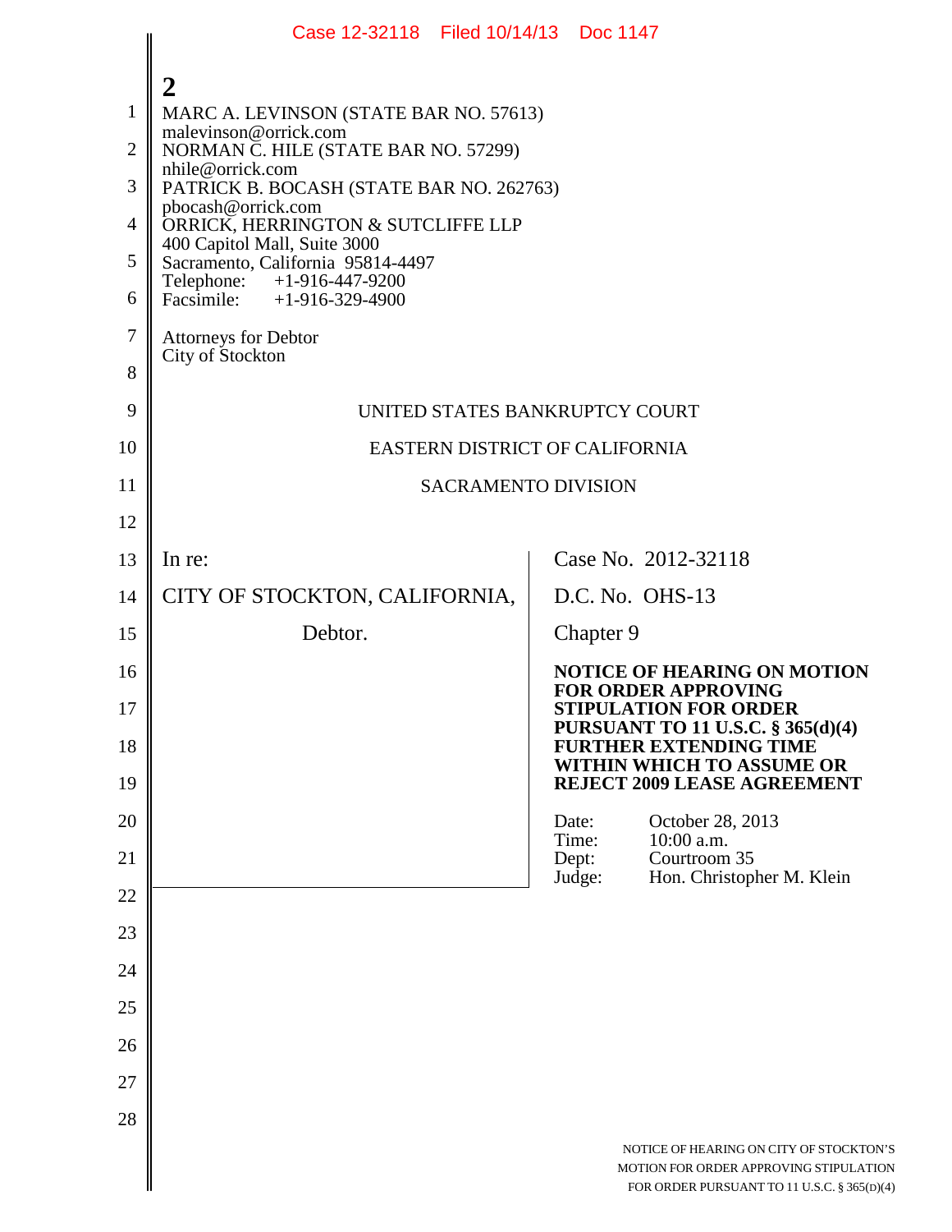**2**

MARC A. LEVINSON (STATE BAR NO. 57613)
malevinson@orrick.com
NORMAN C. HILE (STATE BAR NO. 57299)
nhile@orrick.com
PATRICK B. BOCASH (STATE BAR NO. 262763)
pbocash@orrick.com
ORRICK, HERRINGTON & SUTCLIFFE LLP
400 Capitol Mall, Suite 3000
Sacramento, California 95814-4497
Telephone: +1-916-447-9200
Facsimile: +1-916-329-4900

Attorneys for Debtor
City of Stockton

UNITED STATES BANKRUPTCY COURT

EASTERN DISTRICT OF CALIFORNIA

SACRAMENTO DIVISION

In re:

CITY OF STOCKTON, CALIFORNIA,

Debtor.

Case No. 2012-32118

D.C. No. OHS-13

Chapter 9

**NOTICE OF HEARING ON MOTION FOR ORDER APPROVING STIPULATION FOR ORDER PURSUANT TO 11 U.S.C. § 365(d)(4) FURTHER EXTENDING TIME WITHIN WHICH TO ASSUME OR REJECT 2009 LEASE AGREEMENT**

Date: October 28, 2013
Time: 10:00 a.m.
Dept: Courtroom 35
Judge: Hon. Christopher M. Klein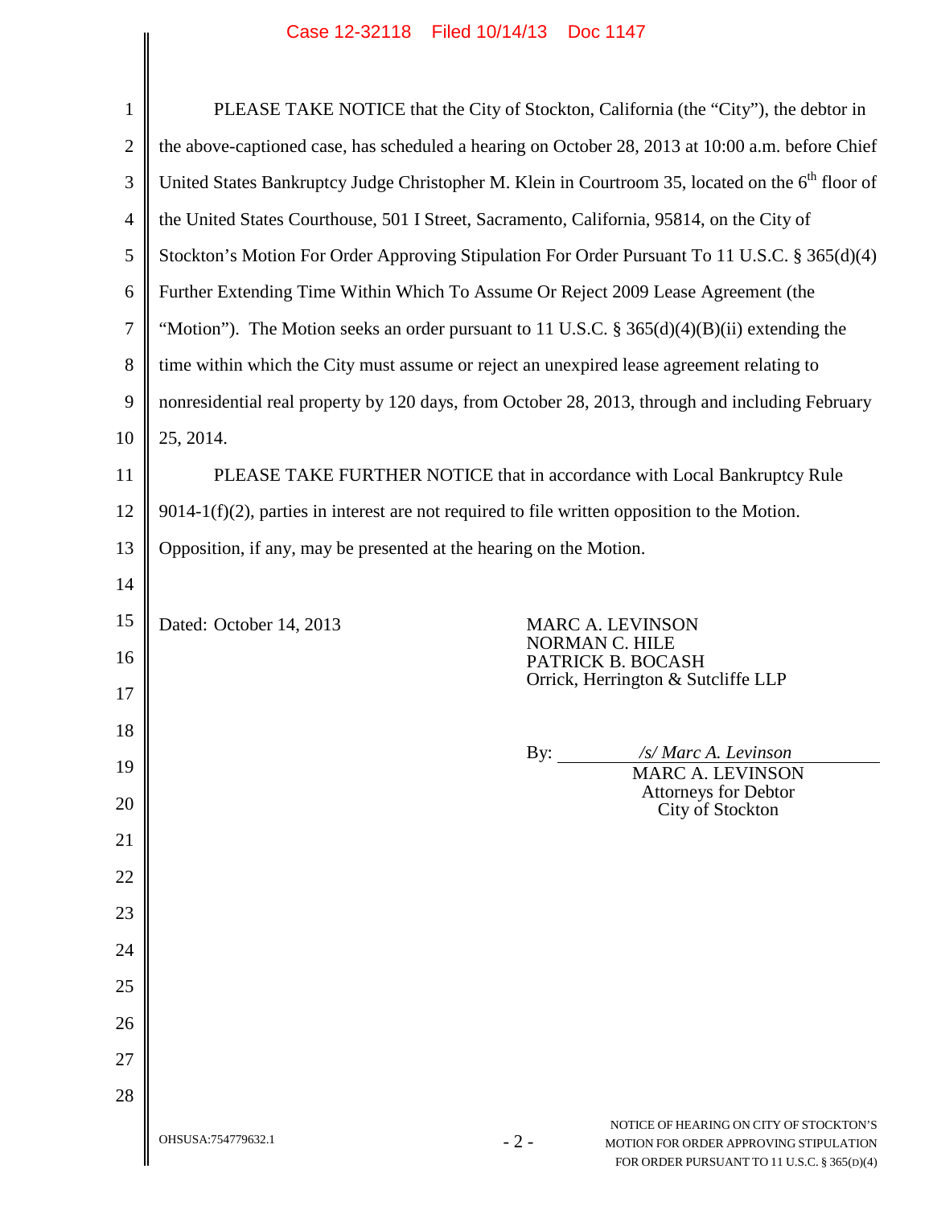PLEASE TAKE NOTICE that the City of Stockton, California (the "City"), the debtor in the above-captioned case, has scheduled a hearing on October 28, 2013 at 10:00 a.m. before Chief United States Bankruptcy Judge Christopher M. Klein in Courtroom 35, located on the 6th floor of the United States Courthouse, 501 I Street, Sacramento, California, 95814, on the City of Stockton's Motion For Order Approving Stipulation For Order Pursuant To 11 U.S.C. § 365(d)(4) Further Extending Time Within Which To Assume Or Reject 2009 Lease Agreement (the "Motion"). The Motion seeks an order pursuant to 11 U.S.C. § 365(d)(4)(B)(ii) extending the time within which the City must assume or reject an unexpired lease agreement relating to nonresidential real property by 120 days, from October 28, 2013, through and including February 25, 2014.

PLEASE TAKE FURTHER NOTICE that in accordance with Local Bankruptcy Rule 9014-1(f)(2), parties in interest are not required to file written opposition to the Motion. Opposition, if any, may be presented at the hearing on the Motion.

Dated: October 14, 2013

MARC A. LEVINSON
NORMAN C. HILE
PATRICK B. BOCASH
Orrick, Herrington & Sutcliffe LLP

By: */s/ Marc A. Levinson*
MARC A. LEVINSON
Attorneys for Debtor
City of Stockton

OHSUSA:754779632.1